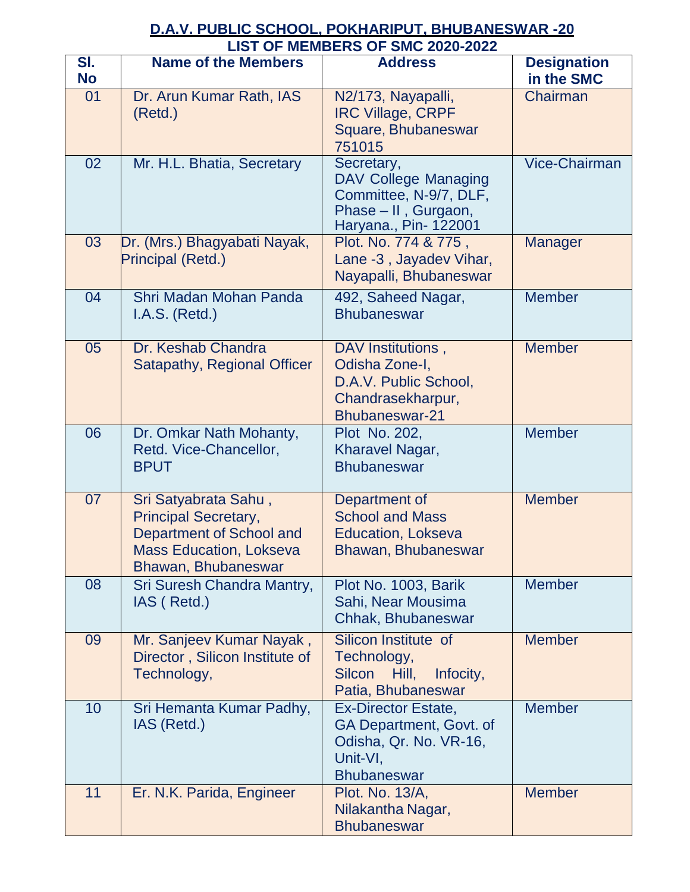# D.A.V. PUBLIC SCHOOL, POKHARIPUT, BHUBANESWAR -20

## LIST OF MEMBERS OF SMC 2020-2022

| Sl. No | Name of the Members | Address | Designation in the SMC |
|---|---|---|---|
| 01 | Dr. Arun Kumar Rath, IAS (Retd.) | N2/173, Nayapalli, IRC Village, CRPF Square, Bhubaneswar 751015 | Chairman |
| 02 | Mr. H.L. Bhatia, Secretary | Secretary, DAV College Managing Committee, N-9/7, DLF, Phase – II , Gurgaon, Haryana., Pin- 122001 | Vice-Chairman |
| 03 | Dr. (Mrs.) Bhagyabati Nayak, Principal (Retd.) | Plot. No. 774 & 775 , Lane -3 , Jayadev Vihar, Nayapalli, Bhubaneswar | Manager |
| 04 | Shri Madan Mohan Panda I.A.S. (Retd.) | 492, Saheed Nagar, Bhubaneswar | Member |
| 05 | Dr. Keshab Chandra Satapathy, Regional Officer | DAV Institutions , Odisha Zone-I, D.A.V. Public School, Chandrasekharpur, Bhubaneswar-21 | Member |
| 06 | Dr. Omkar Nath Mohanty, Retd. Vice-Chancellor, BPUT | Plot No. 202, Kharavel Nagar, Bhubaneswar | Member |
| 07 | Sri Satyabrata Sahu , Principal Secretary, Department of School and Mass Education, Lokseva Bhawan, Bhubaneswar | Department of School and Mass Education, Lokseva Bhawan, Bhubaneswar | Member |
| 08 | Sri Suresh Chandra Mantry, IAS ( Retd.) | Plot No. 1003, Barik Sahi, Near Mousima Chhak, Bhubaneswar | Member |
| 09 | Mr. Sanjeev Kumar Nayak , Director , Silicon Institute of Technology, | Silicon Institute of Technology, Silcon Hill, Infocity, Patia, Bhubaneswar | Member |
| 10 | Sri Hemanta Kumar Padhy, IAS (Retd.) | Ex-Director Estate, GA Department, Govt. of Odisha, Qr. No. VR-16, Unit-VI, Bhubaneswar | Member |
| 11 | Er. N.K. Parida, Engineer | Plot. No. 13/A, Nilakantha Nagar, Bhubaneswar | Member |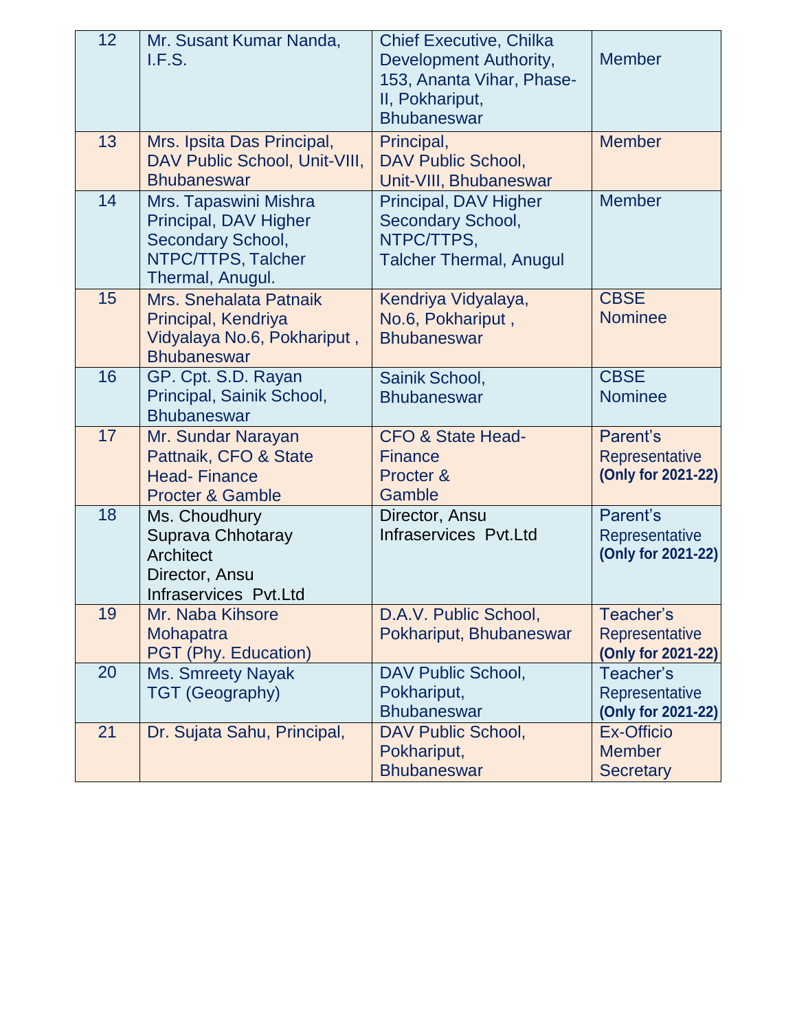| | | | |
|---|---|---|---|
| 12 | Mr. Susant Kumar Nanda, I.F.S. | Chief Executive, Chilka Development Authority, 153, Ananta Vihar, Phase-II, Pokhariput, Bhubaneswar | Member |
| 13 | Mrs. Ipsita Das Principal, DAV Public School, Unit-VIII, Bhubaneswar | Principal, DAV Public School, Unit-VIII, Bhubaneswar | Member |
| 14 | Mrs. Tapaswini Mishra Principal, DAV Higher Secondary School, NTPC/TTPS, Talcher Thermal, Anugul. | Principal, DAV Higher Secondary School, NTPC/TTPS, Talcher Thermal, Anugul | Member |
| 15 | Mrs. Snehalata Patnaik Principal, Kendriya Vidyalaya No.6, Pokhariput , Bhubaneswar | Kendriya Vidyalaya, No.6, Pokhariput , Bhubaneswar | CBSE Nominee |
| 16 | GP. Cpt. S.D. Rayan Principal, Sainik School, Bhubaneswar | Sainik School, Bhubaneswar | CBSE Nominee |
| 17 | Mr. Sundar Narayan Pattnaik, CFO & State Head- Finance Procter & Gamble | CFO & State Head-Finance Procter & Gamble | Parent's Representative **(Only for 2021-22)** |
| 18 | Ms. Choudhury Suprava Chhotaray Architect Director, Ansu Infraservices Pvt.Ltd | Director, Ansu Infraservices Pvt.Ltd | Parent's Representative **(Only for 2021-22)** |
| 19 | Mr. Naba Kihsore Mohapatra PGT (Phy. Education) | D.A.V. Public School, Pokhariput, Bhubaneswar | Teacher's Representative **(Only for 2021-22)** |
| 20 | Ms. Smreety Nayak TGT (Geography) | DAV Public School, Pokhariput, Bhubaneswar | Teacher's Representative **(Only for 2021-22)** |
| 21 | Dr. Sujata Sahu, Principal, | DAV Public School, Pokhariput, Bhubaneswar | Ex-Officio Member Secretary |